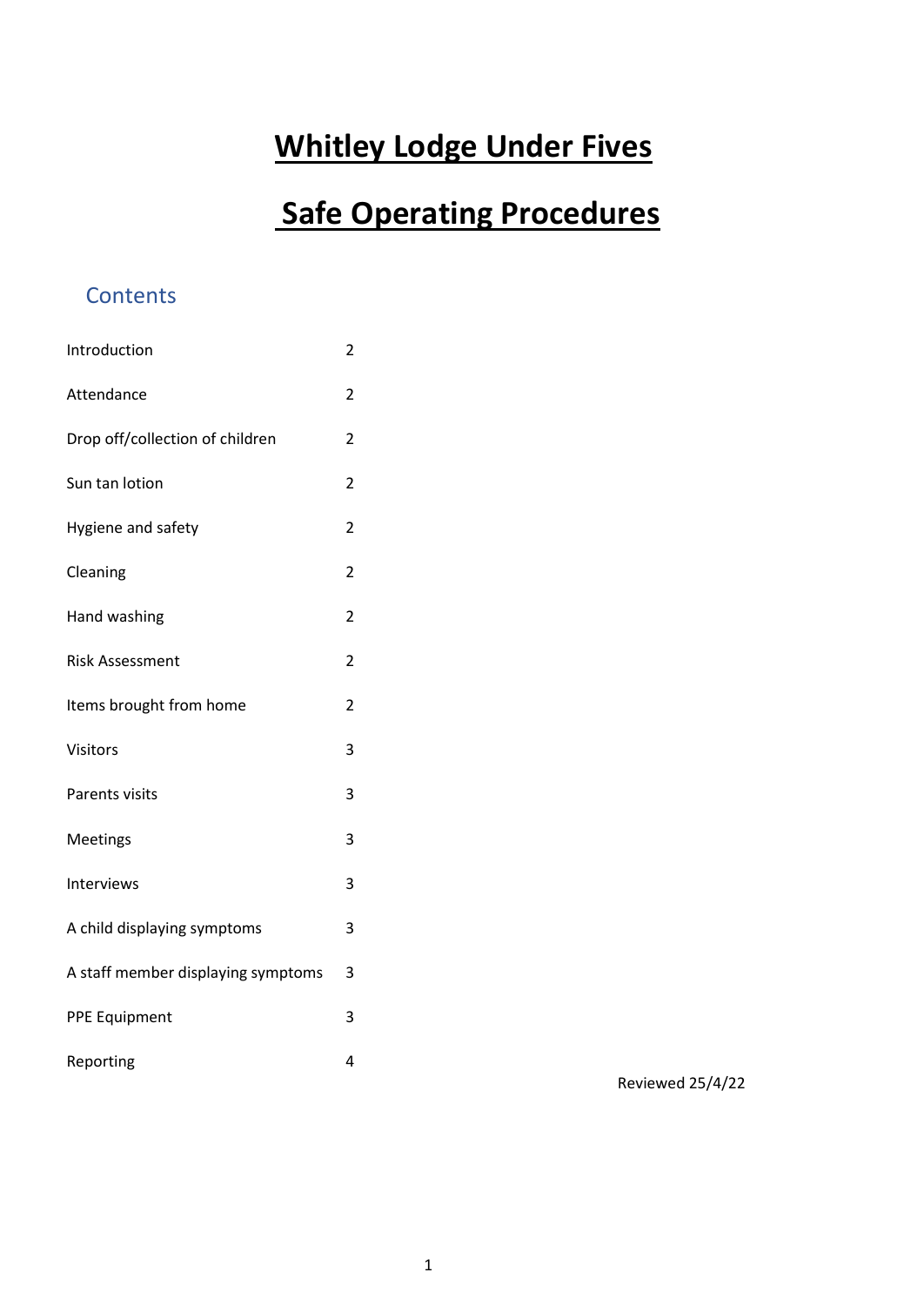# Whitley Lodge Under Fives

# Safe Operating Procedures

## Contents

| | |
|---|---|
| Introduction | 2 |
| Attendance | 2 |
| Drop off/collection of children | 2 |
| Sun tan lotion | 2 |
| Hygiene and safety | 2 |
| Cleaning | 2 |
| Hand washing | 2 |
| Risk Assessment | 2 |
| Items brought from home | 2 |
| Visitors | 3 |
| Parents visits | 3 |
| Meetings | 3 |
| Interviews | 3 |
| A child displaying symptoms | 3 |
| A staff member displaying symptoms | 3 |
| PPE Equipment | 3 |
| Reporting | 4 |

Reviewed 25/4/22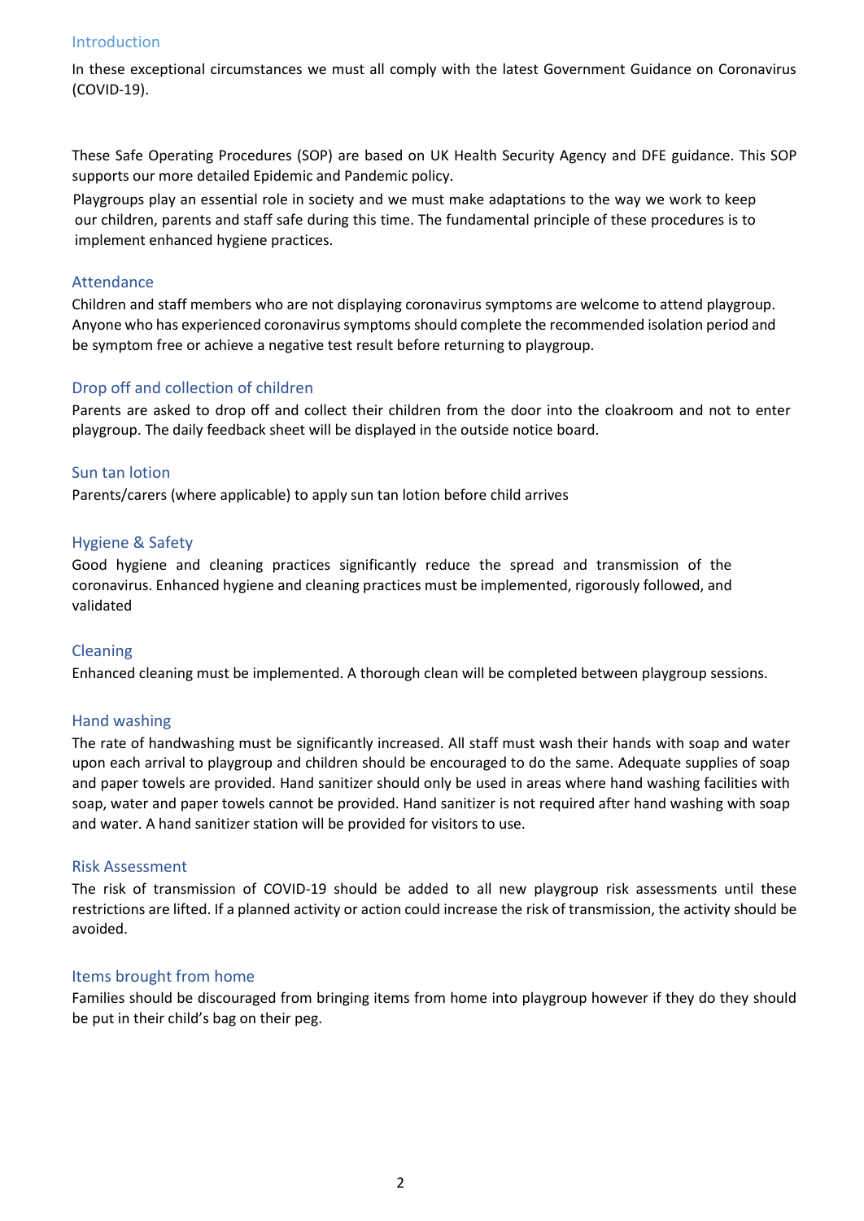## Introduction

In these exceptional circumstances we must all comply with the latest Government Guidance on Coronavirus (COVID-19).

These Safe Operating Procedures (SOP) are based on UK Health Security Agency and DFE guidance. This SOP supports our more detailed Epidemic and Pandemic policy.

Playgroups play an essential role in society and we must make adaptations to the way we work to keep our children, parents and staff safe during this time. The fundamental principle of these procedures is to implement enhanced hygiene practices.

## Attendance

Children and staff members who are not displaying coronavirus symptoms are welcome to attend playgroup. Anyone who has experienced coronavirus symptoms should complete the recommended isolation period and be symptom free or achieve a negative test result before returning to playgroup.

## Drop off and collection of children

Parents are asked to drop off and collect their children from the door into the cloakroom and not to enter playgroup. The daily feedback sheet will be displayed in the outside notice board.

## Sun tan lotion

Parents/carers (where applicable) to apply sun tan lotion before child arrives

## Hygiene & Safety

Good hygiene and cleaning practices significantly reduce the spread and transmission of the coronavirus. Enhanced hygiene and cleaning practices must be implemented, rigorously followed, and validated

## Cleaning

Enhanced cleaning must be implemented. A thorough clean will be completed between playgroup sessions.

## Hand washing

The rate of handwashing must be significantly increased. All staff must wash their hands with soap and water upon each arrival to playgroup and children should be encouraged to do the same. Adequate supplies of soap and paper towels are provided. Hand sanitizer should only be used in areas where hand washing facilities with soap, water and paper towels cannot be provided. Hand sanitizer is not required after hand washing with soap and water. A hand sanitizer station will be provided for visitors to use.

## Risk Assessment

The risk of transmission of COVID-19 should be added to all new playgroup risk assessments until these restrictions are lifted. If a planned activity or action could increase the risk of transmission, the activity should be avoided.

## Items brought from home

Families should be discouraged from bringing items from home into playgroup however if they do they should be put in their child's bag on their peg.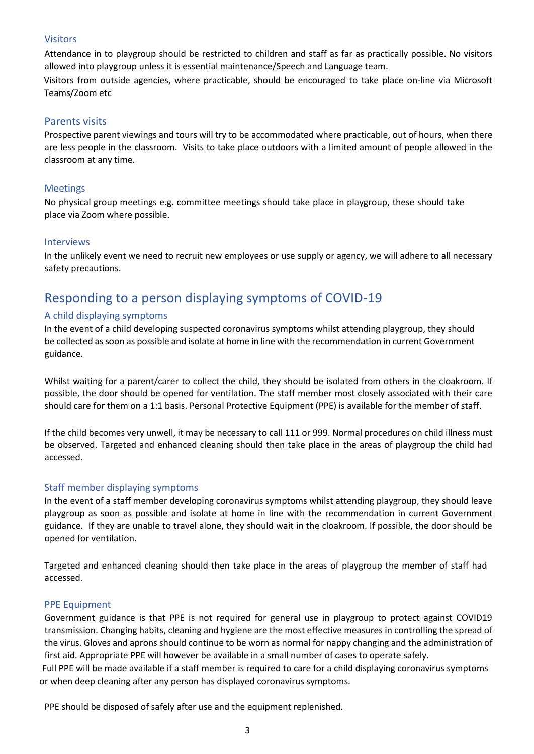### Visitors

Attendance in to playgroup should be restricted to children and staff as far as practically possible. No visitors allowed into playgroup unless it is essential maintenance/Speech and Language team.

Visitors from outside agencies, where practicable, should be encouraged to take place on-line via Microsoft Teams/Zoom etc

### Parents visits

Prospective parent viewings and tours will try to be accommodated where practicable, out of hours, when there are less people in the classroom. Visits to take place outdoors with a limited amount of people allowed in the classroom at any time.

### Meetings

No physical group meetings e.g. committee meetings should take place in playgroup, these should take place via Zoom where possible.

### Interviews

In the unlikely event we need to recruit new employees or use supply or agency, we will adhere to all necessary safety precautions.

## Responding to a person displaying symptoms of COVID-19

### A child displaying symptoms

In the event of a child developing suspected coronavirus symptoms whilst attending playgroup, they should be collected as soon as possible and isolate at home in line with the recommendation in current Government guidance.

Whilst waiting for a parent/carer to collect the child, they should be isolated from others in the cloakroom. If possible, the door should be opened for ventilation. The staff member most closely associated with their care should care for them on a 1:1 basis. Personal Protective Equipment (PPE) is available for the member of staff.

If the child becomes very unwell, it may be necessary to call 111 or 999. Normal procedures on child illness must be observed. Targeted and enhanced cleaning should then take place in the areas of playgroup the child had accessed.

### Staff member displaying symptoms

In the event of a staff member developing coronavirus symptoms whilst attending playgroup, they should leave playgroup as soon as possible and isolate at home in line with the recommendation in current Government guidance. If they are unable to travel alone, they should wait in the cloakroom. If possible, the door should be opened for ventilation.

Targeted and enhanced cleaning should then take place in the areas of playgroup the member of staff had accessed.

### PPE Equipment

Government guidance is that PPE is not required for general use in playgroup to protect against COVID19 transmission. Changing habits, cleaning and hygiene are the most effective measures in controlling the spread of the virus. Gloves and aprons should continue to be worn as normal for nappy changing and the administration of first aid. Appropriate PPE will however be available in a small number of cases to operate safely.

Full PPE will be made available if a staff member is required to care for a child displaying coronavirus symptoms or when deep cleaning after any person has displayed coronavirus symptoms.

PPE should be disposed of safely after use and the equipment replenished.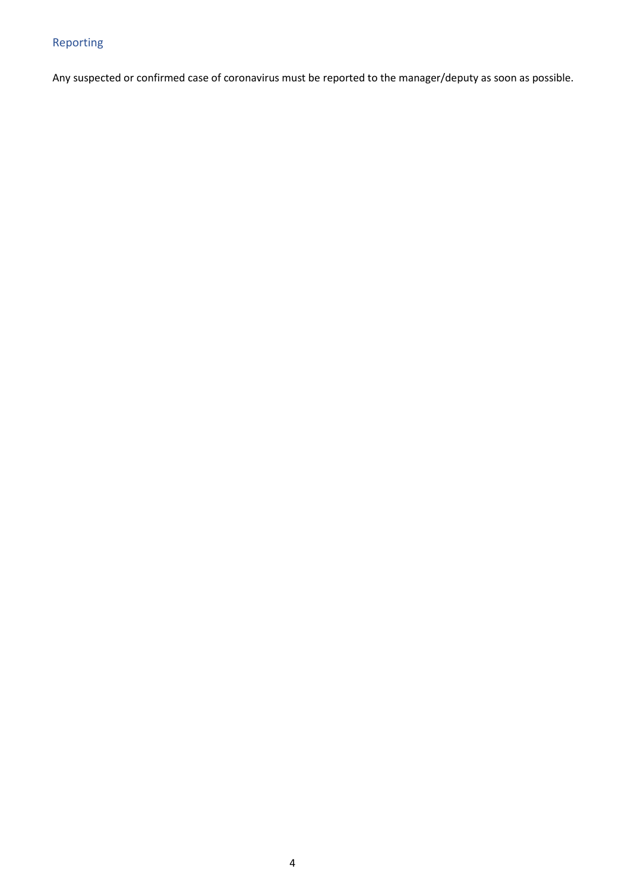## Reporting

Any suspected or confirmed case of coronavirus must be reported to the manager/deputy as soon as possible.